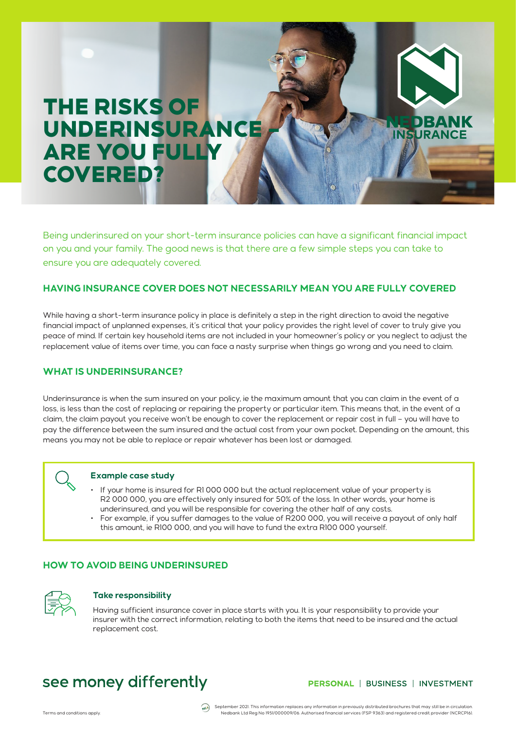# THE RISKS OF UNDERINSURANCE – ARE YOU FULLY COVERED?

NEDBANK INSURANCE

Being underinsured on your short-term insurance policies can have a significant financial impact on you and your family. The good news is that there are a few simple steps you can take to ensure you are adequately covered.

## HAVING INSURANCE COVER DOES NOT NECESSARILY MEAN YOU ARE FULLY COVERED

While having a short-term insurance policy in place is definitely a step in the right direction to avoid the negative financial impact of unplanned expenses, it's critical that your policy provides the right level of cover to truly give you peace of mind. If certain key household items are not included in your homeowner's policy or you neglect to adjust the replacement value of items over time, you can face a nasty surprise when things go wrong and you need to claim.

## WHAT IS UNDERINSURANCE?

Underinsurance is when the sum insured on your policy, ie the maximum amount that you can claim in the event of a loss, is less than the cost of replacing or repairing the property or particular item. This means that, in the event of a claim, the claim payout you receive won't be enough to cover the replacement or repair cost in full – you will have to pay the difference between the sum insured and the actual cost from your own pocket. Depending on the amount, this means you may not be able to replace or repair whatever has been lost or damaged.

### Example case study

- If your home is insured for R1 000 000 but the actual replacement value of your property is R2 000 000, you are effectively only insured for 50% of the loss. In other words, your home is underinsured, and you will be responsible for covering the other half of any costs.
- For example, if you suffer damages to the value of R200 000, you will receive a payout of only half this amount, ie R100 000, and you will have to fund the extra R100 000 yourself.

## HOW TO AVOID BEING UNDERINSURED

### Take responsibility

Having sufficient insurance cover in place starts with you. It is your responsibility to provide your insurer with the correct information, relating to both the items that need to be insured and the actual replacement cost.

see money differently

PERSONAL | BUSINESS | INVESTMENT

Terms and conditions apply.

September 2021. This information replaces any information in previously distributed brochures that may still be in circulation. Nedbank Ltd Reg No 1951/000009/06. Authorised financial services (FSP 9363) and registered credit provider (NCRCP16).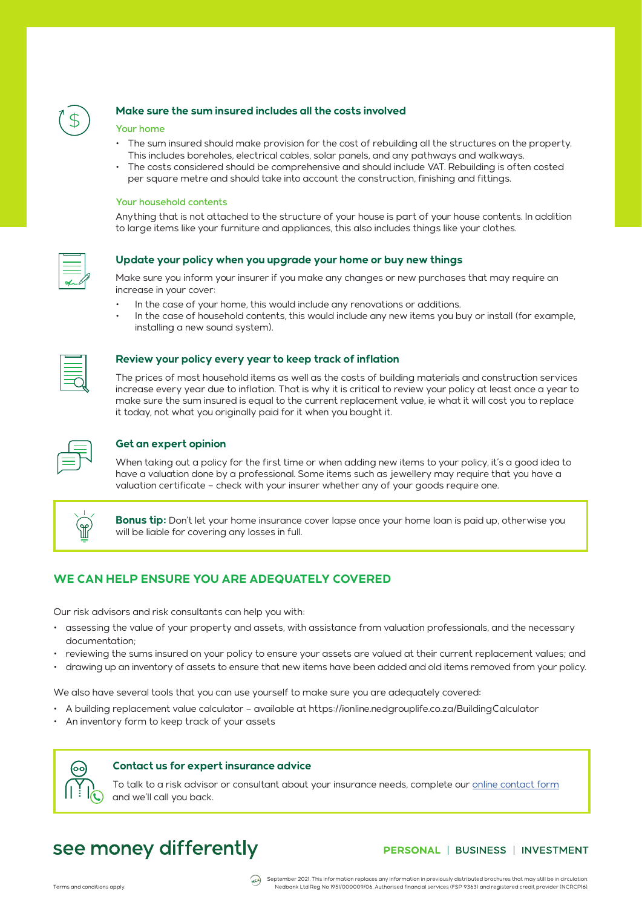### Make sure the sum insured includes all the costs involved

#### Your home

- The sum insured should make provision for the cost of rebuilding all the structures on the property. This includes boreholes, electrical cables, solar panels, and any pathways and walkways.
- The costs considered should be comprehensive and should include VAT. Rebuilding is often costed per square metre and should take into account the construction, finishing and fittings.

#### Your household contents

Anything that is not attached to the structure of your house is part of your house contents. In addition to large items like your furniture and appliances, this also includes things like your clothes.

### Update your policy when you upgrade your home or buy new things

Make sure you inform your insurer if you make any changes or new purchases that may require an increase in your cover:

- In the case of your home, this would include any renovations or additions.
- In the case of household contents, this would include any new items you buy or install (for example, installing a new sound system).

### Review your policy every year to keep track of inflation

The prices of most household items as well as the costs of building materials and construction services increase every year due to inflation. That is why it is critical to review your policy at least once a year to make sure the sum insured is equal to the current replacement value, ie what it will cost you to replace it today, not what you originally paid for it when you bought it.

### Get an expert opinion

When taking out a policy for the first time or when adding new items to your policy, it's a good idea to have a valuation done by a professional. Some items such as jewellery may require that you have a valuation certificate – check with your insurer whether any of your goods require one.

**Bonus tip:** Don't let your home insurance cover lapse once your home loan is paid up, otherwise you will be liable for covering any losses in full.

## WE CAN HELP ENSURE YOU ARE ADEQUATELY COVERED

Our risk advisors and risk consultants can help you with:

- assessing the value of your property and assets, with assistance from valuation professionals, and the necessary documentation;
- reviewing the sums insured on your policy to ensure your assets are valued at their current replacement values; and
- drawing up an inventory of assets to ensure that new items have been added and old items removed from your policy.

We also have several tools that you can use yourself to make sure you are adequately covered:

- A building replacement value calculator – available at https://ionline.nedgrouplife.co.za/BuildingCalculator
- An inventory form to keep track of your assets

### Contact us for expert insurance advice

To talk to a risk advisor or consultant about your insurance needs, complete our online contact form and we'll call you back.

see money differently

PERSONAL | BUSINESS | INVESTMENT

Terms and conditions apply.

September 2021. This information replaces any information in previously distributed brochures that may still be in circulation. Nedbank Ltd Reg No 1951/000009/06. Authorised financial services (FSP 9363) and registered credit provider (NCRCP16).